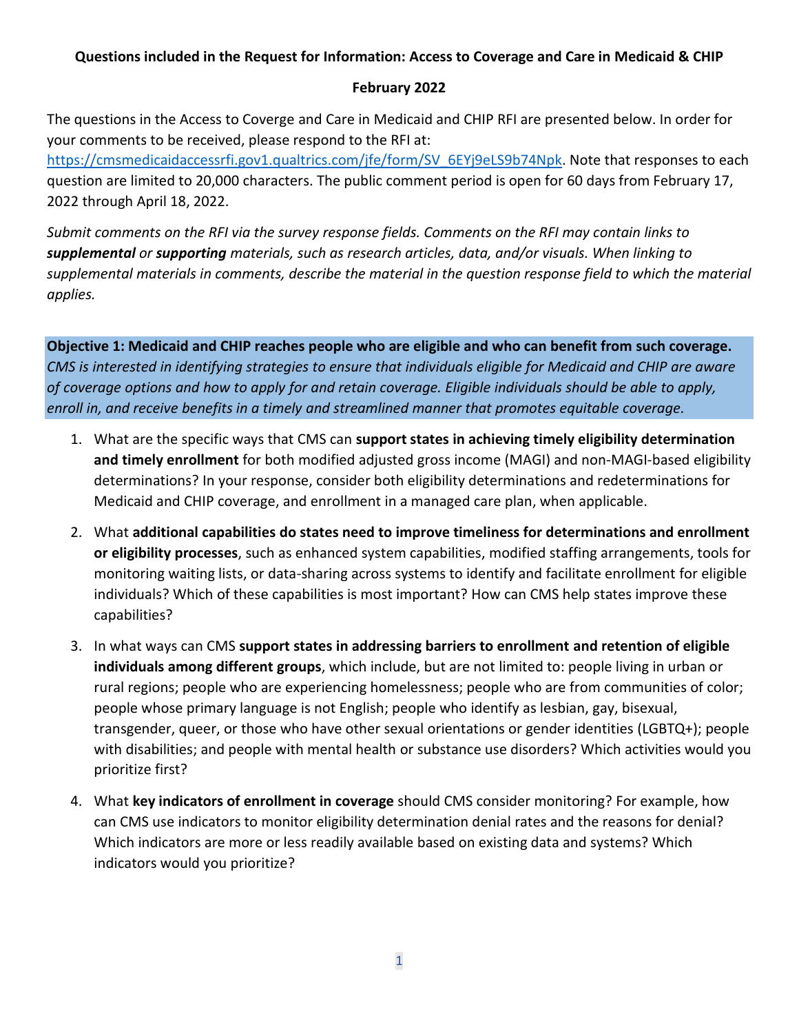**Questions included in the Request for Information: Access to Coverage and Care in Medicaid & CHIP**

**February 2022**

The questions in the Access to Coverge and Care in Medicaid and CHIP RFI are presented below. In order for your comments to be received, please respond to the RFI at: [https://cmsmedicaidaccessrfi.gov1.qualtrics.com/jfe/form/SV_6EYj9eLS9b74Npk](https://cmsmedicaidaccessrfi.gov1.qualtrics.com/jfe/form/SV_6EYj9eLS9b74Npk). Note that responses to each question are limited to 20,000 characters. The public comment period is open for 60 days from February 17, 2022 through April 18, 2022.

*Submit comments on the RFI via the survey response fields. Comments on the RFI may contain links to* ***supplemental*** *or* ***supporting*** *materials, such as research articles, data, and/or visuals. When linking to supplemental materials in comments, describe the material in the question response field to which the material applies.*

**Objective 1: Medicaid and CHIP reaches people who are eligible and who can benefit from such coverage.**
*CMS is interested in identifying strategies to ensure that individuals eligible for Medicaid and CHIP are aware of coverage options and how to apply for and retain coverage. Eligible individuals should be able to apply, enroll in, and receive benefits in a timely and streamlined manner that promotes equitable coverage.*

1. What are the specific ways that CMS can **support states in achieving timely eligibility determination and timely enrollment** for both modified adjusted gross income (MAGI) and non-MAGI-based eligibility determinations? In your response, consider both eligibility determinations and redeterminations for Medicaid and CHIP coverage, and enrollment in a managed care plan, when applicable.
2. What **additional capabilities do states need to improve timeliness for determinations and enrollment or eligibility processes**, such as enhanced system capabilities, modified staffing arrangements, tools for monitoring waiting lists, or data-sharing across systems to identify and facilitate enrollment for eligible individuals? Which of these capabilities is most important? How can CMS help states improve these capabilities?
3. In what ways can CMS **support states in addressing barriers to enrollment and retention of eligible individuals among different groups**, which include, but are not limited to: people living in urban or rural regions; people who are experiencing homelessness; people who are from communities of color; people whose primary language is not English; people who identify as lesbian, gay, bisexual, transgender, queer, or those who have other sexual orientations or gender identities (LGBTQ+); people with disabilities; and people with mental health or substance use disorders? Which activities would you prioritize first?
4. What **key indicators of enrollment in coverage** should CMS consider monitoring? For example, how can CMS use indicators to monitor eligibility determination denial rates and the reasons for denial? Which indicators are more or less readily available based on existing data and systems? Which indicators would you prioritize?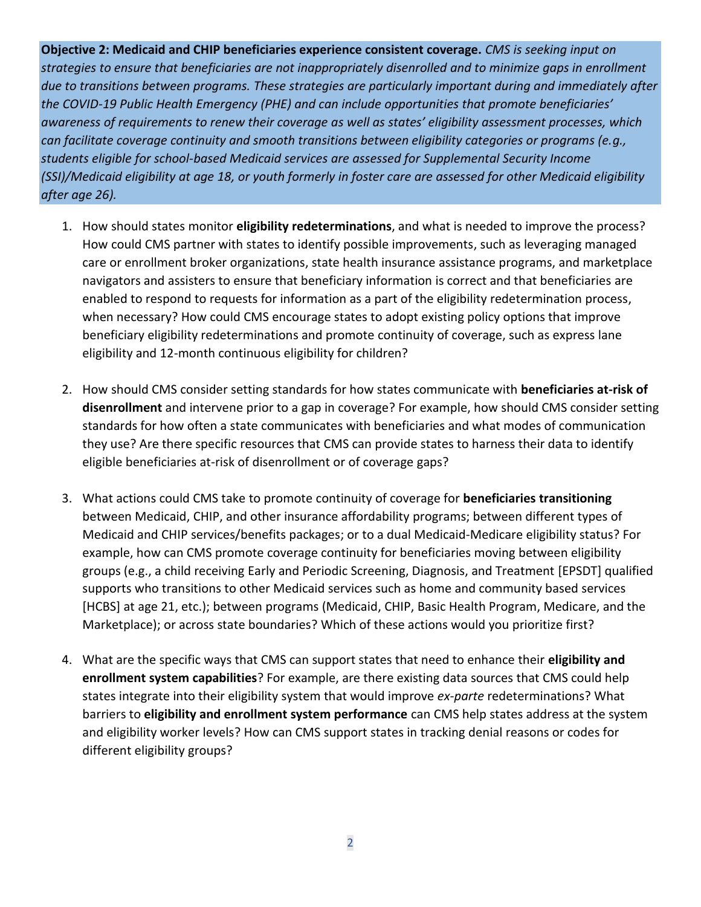**Objective 2: Medicaid and CHIP beneficiaries experience consistent coverage.** *CMS is seeking input on strategies to ensure that beneficiaries are not inappropriately disenrolled and to minimize gaps in enrollment due to transitions between programs. These strategies are particularly important during and immediately after the COVID-19 Public Health Emergency (PHE) and can include opportunities that promote beneficiaries' awareness of requirements to renew their coverage as well as states' eligibility assessment processes, which can facilitate coverage continuity and smooth transitions between eligibility categories or programs (e.g., students eligible for school-based Medicaid services are assessed for Supplemental Security Income (SSI)/Medicaid eligibility at age 18, or youth formerly in foster care are assessed for other Medicaid eligibility after age 26).*

1. How should states monitor **eligibility redeterminations**, and what is needed to improve the process? How could CMS partner with states to identify possible improvements, such as leveraging managed care or enrollment broker organizations, state health insurance assistance programs, and marketplace navigators and assisters to ensure that beneficiary information is correct and that beneficiaries are enabled to respond to requests for information as a part of the eligibility redetermination process, when necessary? How could CMS encourage states to adopt existing policy options that improve beneficiary eligibility redeterminations and promote continuity of coverage, such as express lane eligibility and 12-month continuous eligibility for children?

2. How should CMS consider setting standards for how states communicate with **beneficiaries at-risk of disenrollment** and intervene prior to a gap in coverage? For example, how should CMS consider setting standards for how often a state communicates with beneficiaries and what modes of communication they use? Are there specific resources that CMS can provide states to harness their data to identify eligible beneficiaries at-risk of disenrollment or of coverage gaps?

3. What actions could CMS take to promote continuity of coverage for **beneficiaries transitioning** between Medicaid, CHIP, and other insurance affordability programs; between different types of Medicaid and CHIP services/benefits packages; or to a dual Medicaid-Medicare eligibility status? For example, how can CMS promote coverage continuity for beneficiaries moving between eligibility groups (e.g., a child receiving Early and Periodic Screening, Diagnosis, and Treatment [EPSDT] qualified supports who transitions to other Medicaid services such as home and community based services [HCBS] at age 21, etc.); between programs (Medicaid, CHIP, Basic Health Program, Medicare, and the Marketplace); or across state boundaries? Which of these actions would you prioritize first?

4. What are the specific ways that CMS can support states that need to enhance their **eligibility and enrollment system capabilities**? For example, are there existing data sources that CMS could help states integrate into their eligibility system that would improve *ex-parte* redeterminations? What barriers to **eligibility and enrollment system performance** can CMS help states address at the system and eligibility worker levels? How can CMS support states in tracking denial reasons or codes for different eligibility groups?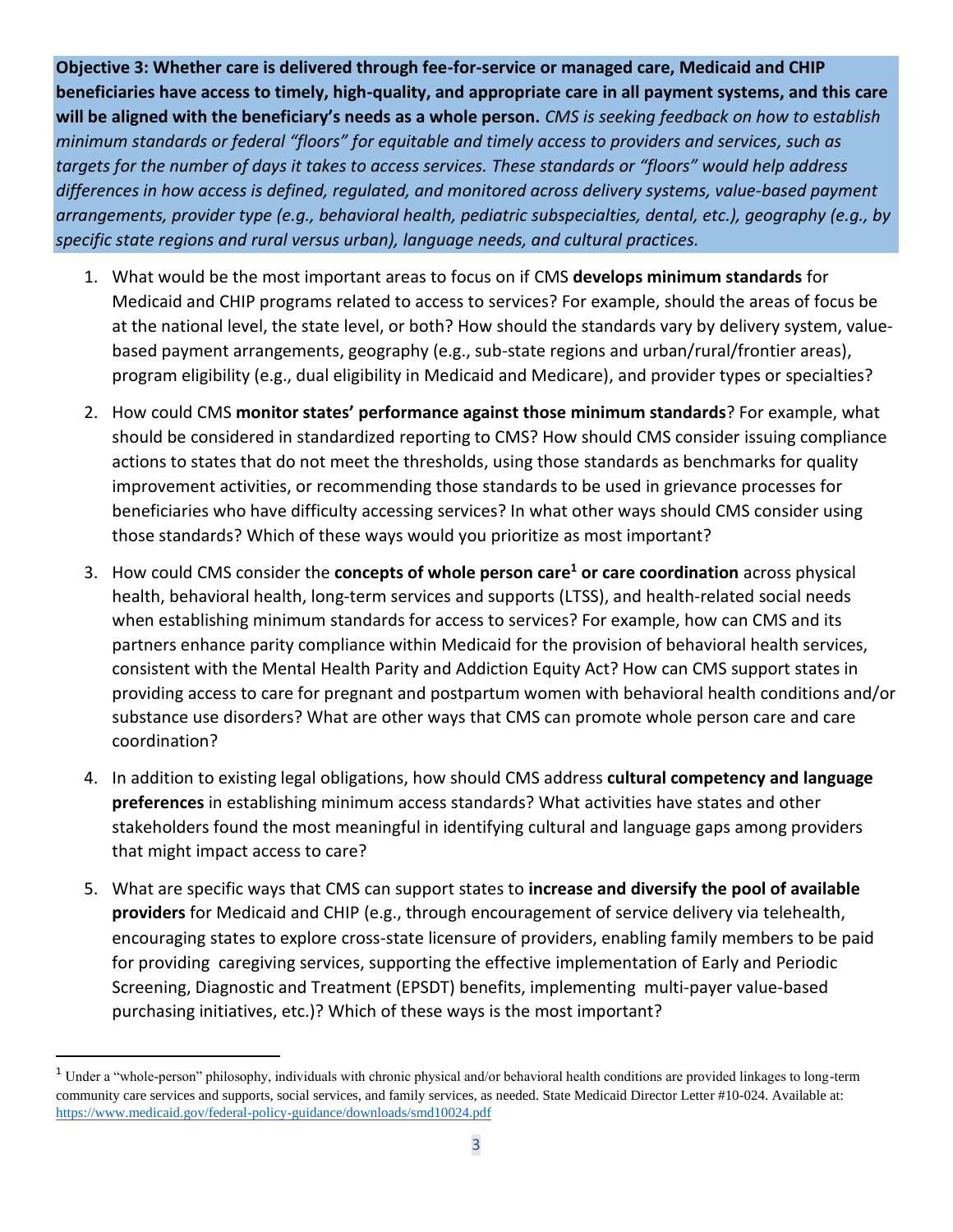**Objective 3: Whether care is delivered through fee-for-service or managed care, Medicaid and CHIP beneficiaries have access to timely, high-quality, and appropriate care in all payment systems, and this care will be aligned with the beneficiary's needs as a whole person.** *CMS is seeking feedback on how to establish minimum standards or federal "floors" for equitable and timely access to providers and services, such as targets for the number of days it takes to access services. These standards or "floors" would help address differences in how access is defined, regulated, and monitored across delivery systems, value-based payment arrangements, provider type (e.g., behavioral health, pediatric subspecialties, dental, etc.), geography (e.g., by specific state regions and rural versus urban), language needs, and cultural practices.*

1. What would be the most important areas to focus on if CMS **develops minimum standards** for Medicaid and CHIP programs related to access to services? For example, should the areas of focus be at the national level, the state level, or both? How should the standards vary by delivery system, value-based payment arrangements, geography (e.g., sub-state regions and urban/rural/frontier areas), program eligibility (e.g., dual eligibility in Medicaid and Medicare), and provider types or specialties?

2. How could CMS **monitor states' performance against those minimum standards**? For example, what should be considered in standardized reporting to CMS? How should CMS consider issuing compliance actions to states that do not meet the thresholds, using those standards as benchmarks for quality improvement activities, or recommending those standards to be used in grievance processes for beneficiaries who have difficulty accessing services? In what other ways should CMS consider using those standards? Which of these ways would you prioritize as most important?

3. How could CMS consider the **concepts of whole person care[1] or care coordination** across physical health, behavioral health, long-term services and supports (LTSS), and health-related social needs when establishing minimum standards for access to services? For example, how can CMS and its partners enhance parity compliance within Medicaid for the provision of behavioral health services, consistent with the Mental Health Parity and Addiction Equity Act? How can CMS support states in providing access to care for pregnant and postpartum women with behavioral health conditions and/or substance use disorders? What are other ways that CMS can promote whole person care and care coordination?

4. In addition to existing legal obligations, how should CMS address **cultural competency and language preferences** in establishing minimum access standards? What activities have states and other stakeholders found the most meaningful in identifying cultural and language gaps among providers that might impact access to care?

5. What are specific ways that CMS can support states to **increase and diversify the pool of available providers** for Medicaid and CHIP (e.g., through encouragement of service delivery via telehealth, encouraging states to explore cross-state licensure of providers, enabling family members to be paid for providing caregiving services, supporting the effective implementation of Early and Periodic Screening, Diagnostic and Treatment (EPSDT) benefits, implementing multi-payer value-based purchasing initiatives, etc.)? Which of these ways is the most important?

[1] Under a "whole-person" philosophy, individuals with chronic physical and/or behavioral health conditions are provided linkages to long-term community care services and supports, social services, and family services, as needed. State Medicaid Director Letter #10-024. Available at: https://www.medicaid.gov/federal-policy-guidance/downloads/smd10024.pdf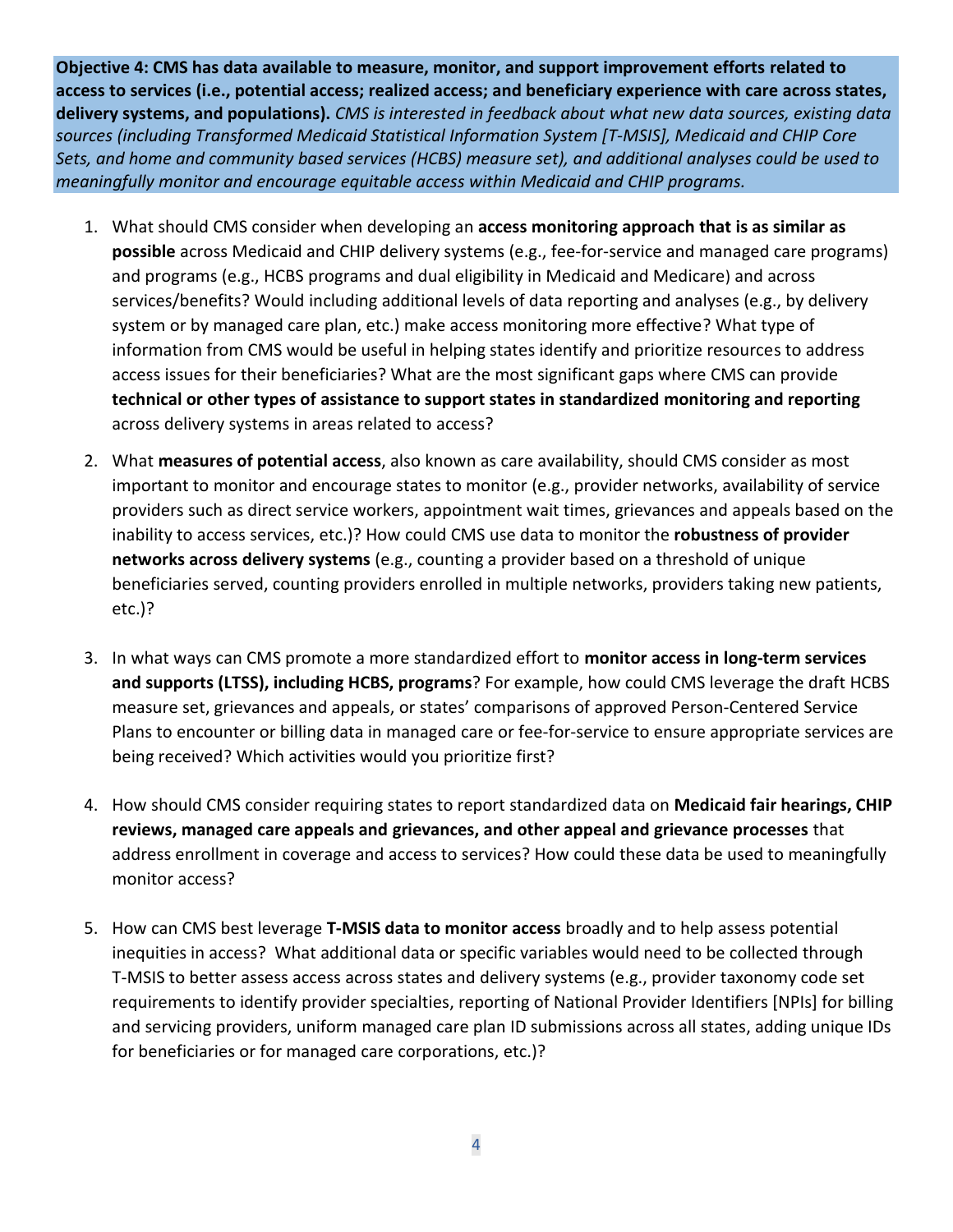**Objective 4: CMS has data available to measure, monitor, and support improvement efforts related to access to services (i.e., potential access; realized access; and beneficiary experience with care across states, delivery systems, and populations).** *CMS is interested in feedback about what new data sources, existing data sources (including Transformed Medicaid Statistical Information System [T-MSIS], Medicaid and CHIP Core Sets, and home and community based services (HCBS) measure set), and additional analyses could be used to meaningfully monitor and encourage equitable access within Medicaid and CHIP programs.*

1. What should CMS consider when developing an **access monitoring approach that is as similar as possible** across Medicaid and CHIP delivery systems (e.g., fee-for-service and managed care programs) and programs (e.g., HCBS programs and dual eligibility in Medicaid and Medicare) and across services/benefits? Would including additional levels of data reporting and analyses (e.g., by delivery system or by managed care plan, etc.) make access monitoring more effective? What type of information from CMS would be useful in helping states identify and prioritize resources to address access issues for their beneficiaries? What are the most significant gaps where CMS can provide **technical or other types of assistance to support states in standardized monitoring and reporting** across delivery systems in areas related to access?

2. What **measures of potential access**, also known as care availability, should CMS consider as most important to monitor and encourage states to monitor (e.g., provider networks, availability of service providers such as direct service workers, appointment wait times, grievances and appeals based on the inability to access services, etc.)? How could CMS use data to monitor the **robustness of provider networks across delivery systems** (e.g., counting a provider based on a threshold of unique beneficiaries served, counting providers enrolled in multiple networks, providers taking new patients, etc.)?

3. In what ways can CMS promote a more standardized effort to **monitor access in long-term services and supports (LTSS), including HCBS, programs**? For example, how could CMS leverage the draft HCBS measure set, grievances and appeals, or states' comparisons of approved Person-Centered Service Plans to encounter or billing data in managed care or fee-for-service to ensure appropriate services are being received? Which activities would you prioritize first?

4. How should CMS consider requiring states to report standardized data on **Medicaid fair hearings, CHIP reviews, managed care appeals and grievances, and other appeal and grievance processes** that address enrollment in coverage and access to services? How could these data be used to meaningfully monitor access?

5. How can CMS best leverage **T-MSIS data to monitor access** broadly and to help assess potential inequities in access? What additional data or specific variables would need to be collected through T-MSIS to better assess access across states and delivery systems (e.g., provider taxonomy code set requirements to identify provider specialties, reporting of National Provider Identifiers [NPIs] for billing and servicing providers, uniform managed care plan ID submissions across all states, adding unique IDs for beneficiaries or for managed care corporations, etc.)?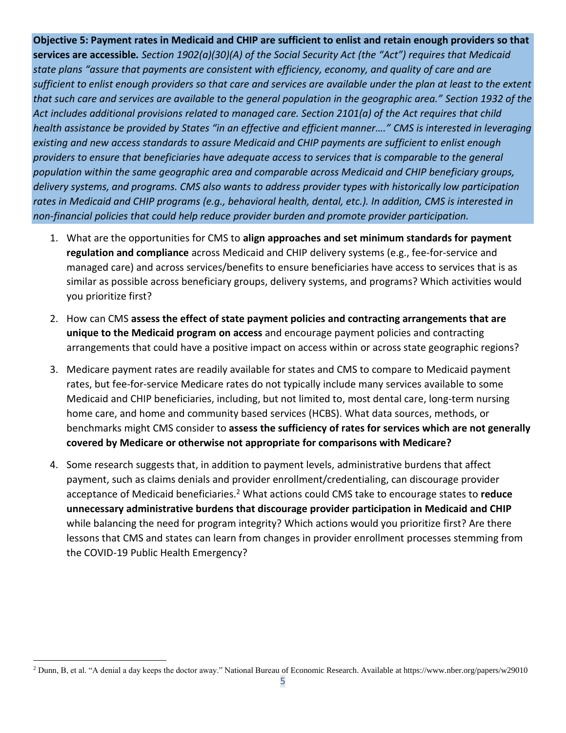**Objective 5: Payment rates in Medicaid and CHIP are sufficient to enlist and retain enough providers so that services are accessible.** *Section 1902(a)(30)(A) of the Social Security Act (the "Act") requires that Medicaid state plans "assure that payments are consistent with efficiency, economy, and quality of care and are sufficient to enlist enough providers so that care and services are available under the plan at least to the extent that such care and services are available to the general population in the geographic area." Section 1932 of the Act includes additional provisions related to managed care. Section 2101(a) of the Act requires that child health assistance be provided by States "in an effective and efficient manner…." CMS is interested in leveraging existing and new access standards to assure Medicaid and CHIP payments are sufficient to enlist enough providers to ensure that beneficiaries have adequate access to services that is comparable to the general population within the same geographic area and comparable across Medicaid and CHIP beneficiary groups, delivery systems, and programs. CMS also wants to address provider types with historically low participation rates in Medicaid and CHIP programs (e.g., behavioral health, dental, etc.). In addition, CMS is interested in non-financial policies that could help reduce provider burden and promote provider participation.*

1. What are the opportunities for CMS to **align approaches and set minimum standards for payment regulation and compliance** across Medicaid and CHIP delivery systems (e.g., fee-for-service and managed care) and across services/benefits to ensure beneficiaries have access to services that is as similar as possible across beneficiary groups, delivery systems, and programs? Which activities would you prioritize first?
2. How can CMS **assess the effect of state payment policies and contracting arrangements that are unique to the Medicaid program on access** and encourage payment policies and contracting arrangements that could have a positive impact on access within or across state geographic regions?
3. Medicare payment rates are readily available for states and CMS to compare to Medicaid payment rates, but fee-for-service Medicare rates do not typically include many services available to some Medicaid and CHIP beneficiaries, including, but not limited to, most dental care, long-term nursing home care, and home and community based services (HCBS). What data sources, methods, or benchmarks might CMS consider to **assess the sufficiency of rates for services which are not generally covered by Medicare or otherwise not appropriate for comparisons with Medicare?**
4. Some research suggests that, in addition to payment levels, administrative burdens that affect payment, such as claims denials and provider enrollment/credentialing, can discourage provider acceptance of Medicaid beneficiaries.[2] What actions could CMS take to encourage states to **reduce unnecessary administrative burdens that discourage provider participation in Medicaid and CHIP** while balancing the need for program integrity? Which actions would you prioritize first? Are there lessons that CMS and states can learn from changes in provider enrollment processes stemming from the COVID-19 Public Health Emergency?

---

[2] Dunn, B, et al. "A denial a day keeps the doctor away." National Bureau of Economic Research. Available at https://www.nber.org/papers/w29010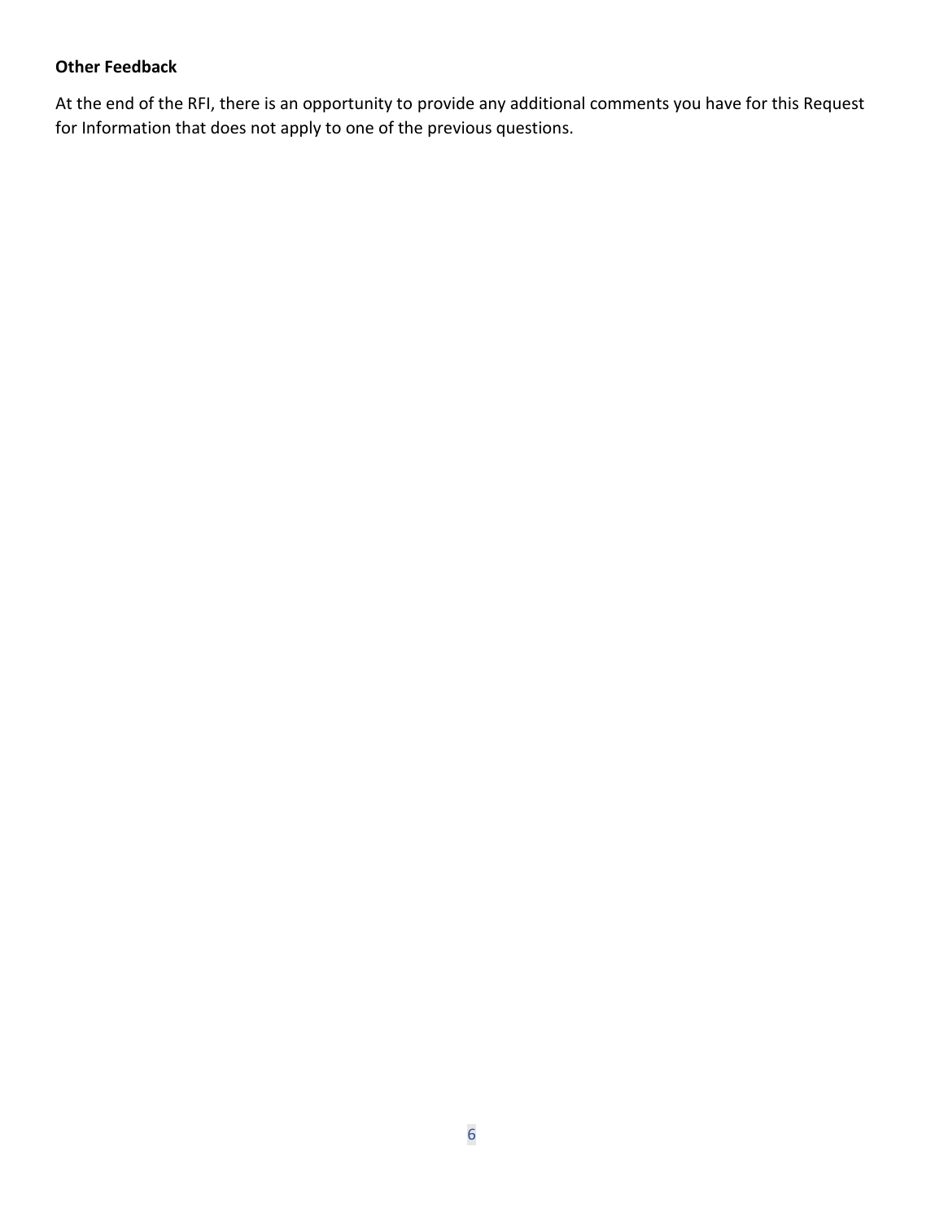**Other Feedback**

At the end of the RFI, there is an opportunity to provide any additional comments you have for this Request for Information that does not apply to one of the previous questions.